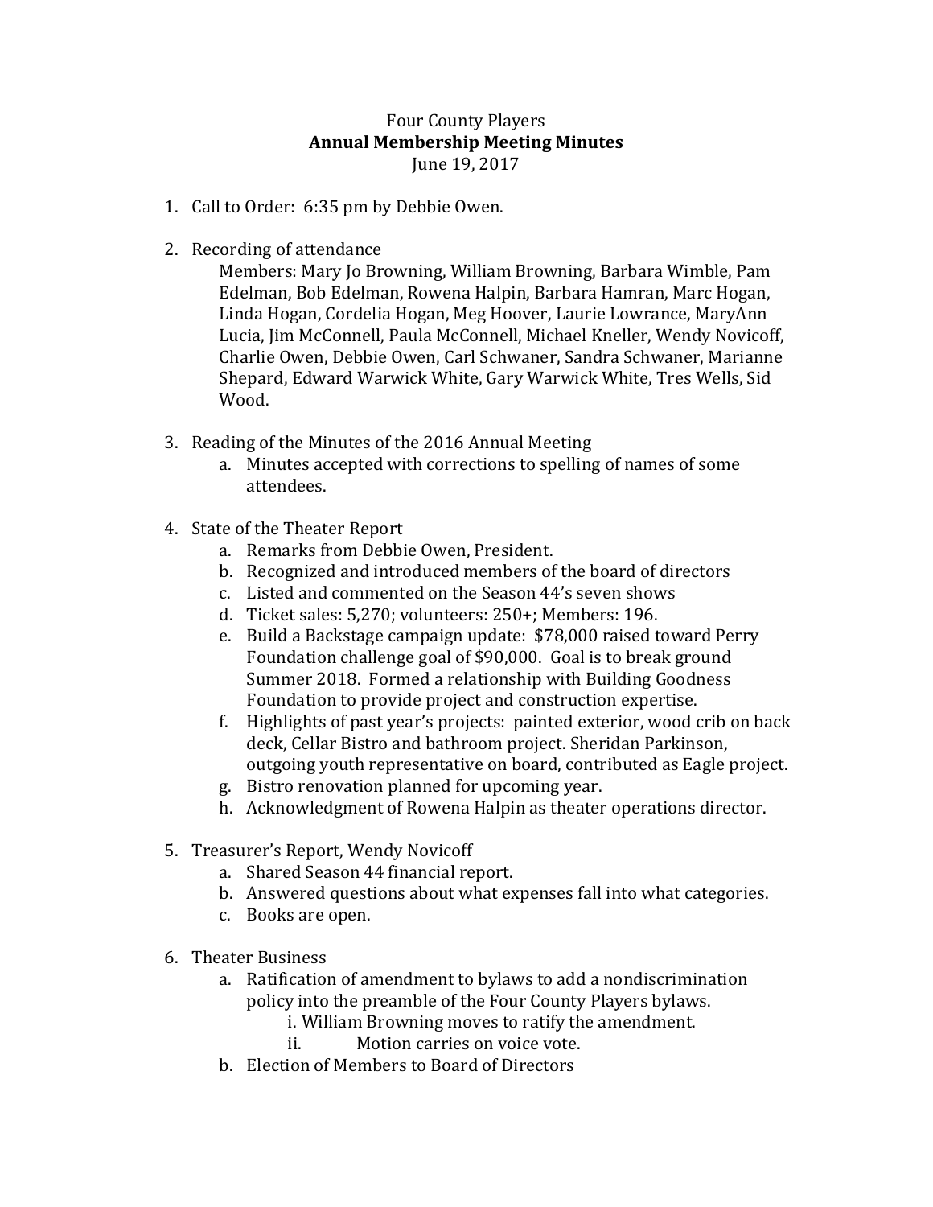Four County Players

**Annual Membership Meeting Minutes**

June 19, 2017

1. Call to Order: 6:35 pm by Debbie Owen.

2. Recording of attendance

   Members: Mary Jo Browning, William Browning, Barbara Wimble, Pam Edelman, Bob Edelman, Rowena Halpin, Barbara Hamran, Marc Hogan, Linda Hogan, Cordelia Hogan, Meg Hoover, Laurie Lowrance, MaryAnn Lucia, Jim McConnell, Paula McConnell, Michael Kneller, Wendy Novicoff, Charlie Owen, Debbie Owen, Carl Schwaner, Sandra Schwaner, Marianne Shepard, Edward Warwick White, Gary Warwick White, Tres Wells, Sid Wood.

3. Reading of the Minutes of the 2016 Annual Meeting
   a. Minutes accepted with corrections to spelling of names of some attendees.

4. State of the Theater Report
   a. Remarks from Debbie Owen, President.
   b. Recognized and introduced members of the board of directors
   c. Listed and commented on the Season 44's seven shows
   d. Ticket sales: 5,270; volunteers: 250+; Members: 196.
   e. Build a Backstage campaign update: $78,000 raised toward Perry Foundation challenge goal of $90,000. Goal is to break ground Summer 2018. Formed a relationship with Building Goodness Foundation to provide project and construction expertise.
   f. Highlights of past year's projects: painted exterior, wood crib on back deck, Cellar Bistro and bathroom project. Sheridan Parkinson, outgoing youth representative on board, contributed as Eagle project.
   g. Bistro renovation planned for upcoming year.
   h. Acknowledgment of Rowena Halpin as theater operations director.

5. Treasurer's Report, Wendy Novicoff
   a. Shared Season 44 financial report.
   b. Answered questions about what expenses fall into what categories.
   c. Books are open.

6. Theater Business
   a. Ratification of amendment to bylaws to add a nondiscrimination policy into the preamble of the Four County Players bylaws.
      i. William Browning moves to ratify the amendment.
      ii. Motion carries on voice vote.
   b. Election of Members to Board of Directors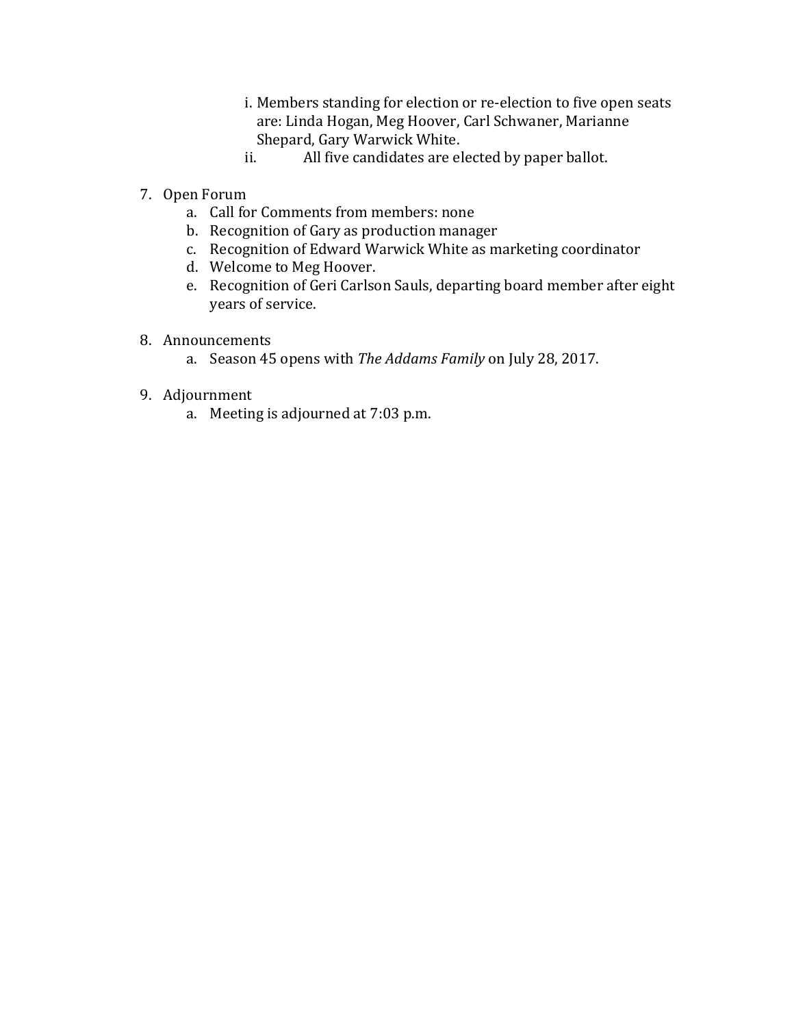i. Members standing for election or re-election to five open seats are: Linda Hogan, Meg Hoover, Carl Schwaner, Marianne Shepard, Gary Warwick White.
   ii. All five candidates are elected by paper ballot.

7. Open Forum
   a. Call for Comments from members: none
   b. Recognition of Gary as production manager
   c. Recognition of Edward Warwick White as marketing coordinator
   d. Welcome to Meg Hoover.
   e. Recognition of Geri Carlson Sauls, departing board member after eight years of service.

8. Announcements
   a. Season 45 opens with *The Addams Family* on July 28, 2017.

9. Adjournment
   a. Meeting is adjourned at 7:03 p.m.